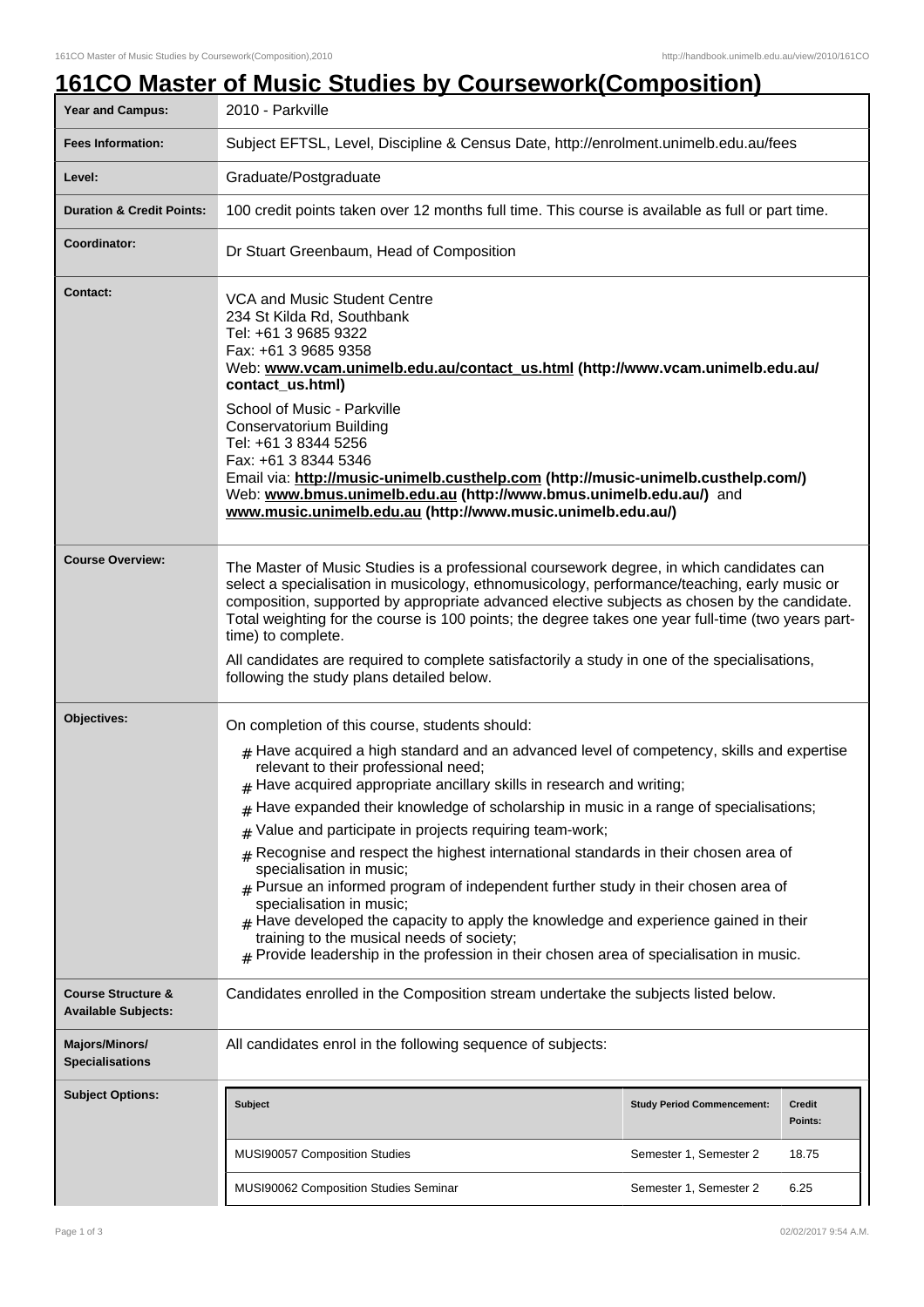# 161CO Master of Music Studies by Coursework(Composition)

| | |
|---|---|
| **Year and Campus:** | 2010 - Parkville |
| **Fees Information:** | Subject EFTSL, Level, Discipline & Census Date, http://enrolment.unimelb.edu.au/fees |
| **Level:** | Graduate/Postgraduate |
| **Duration & Credit Points:** | 100 credit points taken over 12 months full time. This course is available as full or part time. |
| **Coordinator:** | Dr Stuart Greenbaum, Head of Composition |
| **Contact:** | VCA and Music Student Centre<br>234 St Kilda Rd, Southbank<br>Tel: +61 3 9685 9322<br>Fax: +61 3 9685 9358<br>Web: **www.vcam.unimelb.edu.au/contact_us.html (http://www.vcam.unimelb.edu.au/contact_us.html)**<br><br>School of Music - Parkville<br>Conservatorium Building<br>Tel: +61 3 8344 5256<br>Fax: +61 3 8344 5346<br>Email via: **http://music-unimelb.custhelp.com (http://music-unimelb.custhelp.com/)**<br>Web: **www.bmus.unimelb.edu.au (http://www.bmus.unimelb.edu.au/)** and **www.music.unimelb.edu.au (http://www.music.unimelb.edu.au/)** |
| **Course Overview:** | The Master of Music Studies is a professional coursework degree, in which candidates can select a specialisation in musicology, ethnomusicology, performance/teaching, early music or composition, supported by appropriate advanced elective subjects as chosen by the candidate. Total weighting for the course is 100 points; the degree takes one year full-time (two years part-time) to complete.<br><br>All candidates are required to complete satisfactorily a study in one of the specialisations, following the study plans detailed below. |
| **Objectives:** | On completion of this course, students should:<br># Have acquired a high standard and an advanced level of competency, skills and expertise relevant to their professional need;<br># Have acquired appropriate ancillary skills in research and writing;<br># Have expanded their knowledge of scholarship in music in a range of specialisations;<br># Value and participate in projects requiring team-work;<br># Recognise and respect the highest international standards in their chosen area of specialisation in music;<br># Pursue an informed program of independent further study in their chosen area of specialisation in music;<br># Have developed the capacity to apply the knowledge and experience gained in their training to the musical needs of society;<br># Provide leadership in the profession in their chosen area of specialisation in music. |
| **Course Structure & Available Subjects:** | Candidates enrolled in the Composition stream undertake the subjects listed below. |
| **Majors/Minors/ Specialisations** | All candidates enrol in the following sequence of subjects: |
| **Subject Options:** | |

| Subject | Study Period Commencement: | Credit Points: |
|---|---|---|
| MUSI90057 Composition Studies | Semester 1, Semester 2 | 18.75 |
| MUSI90062 Composition Studies Seminar | Semester 1, Semester 2 | 6.25 |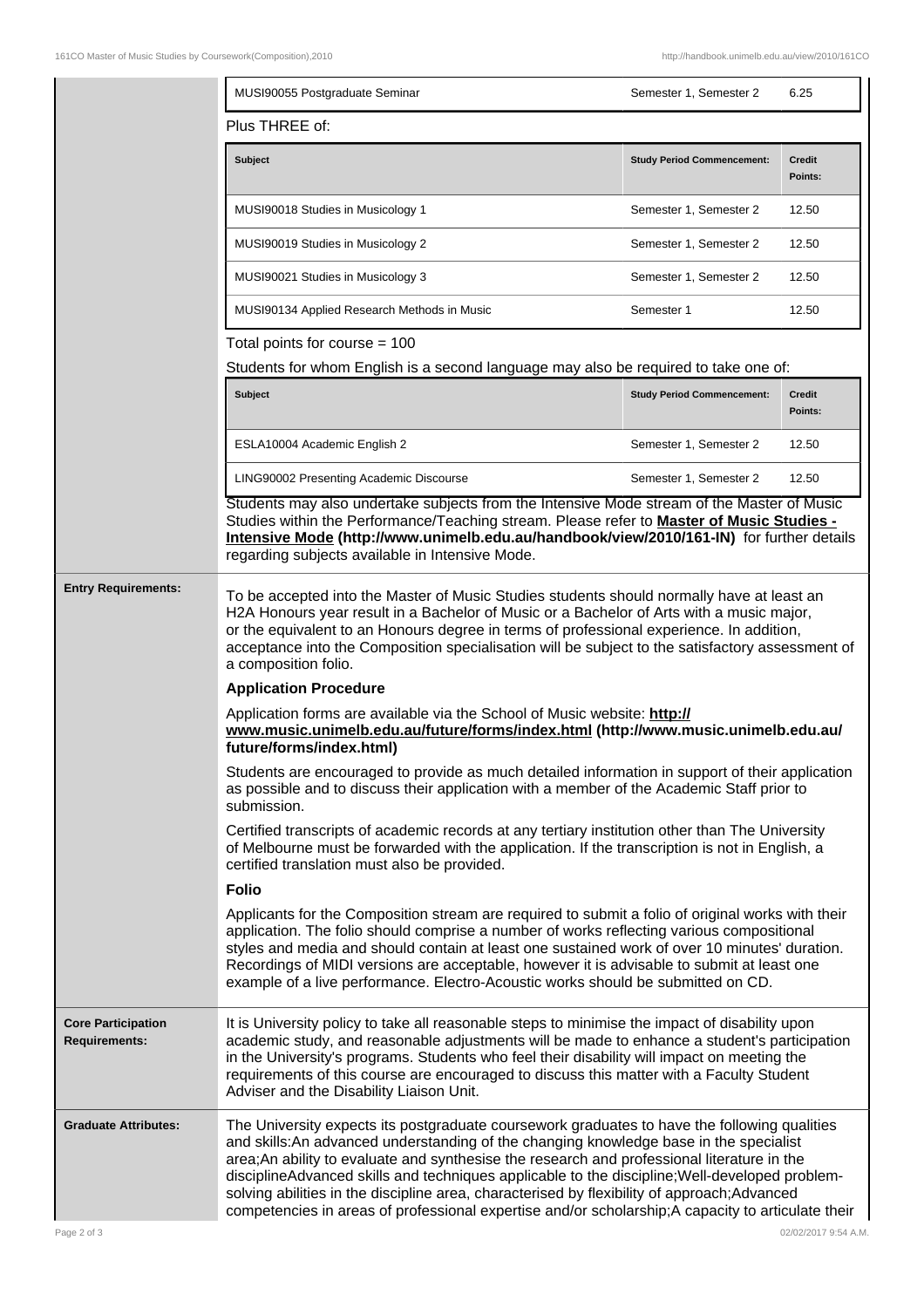| | | |
|---|---|---|
| MUSI90055 Postgraduate Seminar | Semester 1, Semester 2 | 6.25 |

Plus THREE of:

| Subject | Study Period Commencement: | Credit Points: |
|---|---|---|
| MUSI90018 Studies in Musicology 1 | Semester 1, Semester 2 | 12.50 |
| MUSI90019 Studies in Musicology 2 | Semester 1, Semester 2 | 12.50 |
| MUSI90021 Studies in Musicology 3 | Semester 1, Semester 2 | 12.50 |
| MUSI90134 Applied Research Methods in Music | Semester 1 | 12.50 |

Total points for course = 100

Students for whom English is a second language may also be required to take one of:

| Subject | Study Period Commencement: | Credit Points: |
|---|---|---|
| ESLA10004 Academic English 2 | Semester 1, Semester 2 | 12.50 |
| LING90002 Presenting Academic Discourse | Semester 1, Semester 2 | 12.50 |

Students may also undertake subjects from the Intensive Mode stream of the Master of Music Studies within the Performance/Teaching stream. Please refer to **Master of Music Studies - Intensive Mode (http://www.unimelb.edu.au/handbook/view/2010/161-IN)** for further details regarding subjects available in Intensive Mode.

**Entry Requirements:**

To be accepted into the Master of Music Studies students should normally have at least an H2A Honours year result in a Bachelor of Music or a Bachelor of Arts with a music major, or the equivalent to an Honours degree in terms of professional experience. In addition, acceptance into the Composition specialisation will be subject to the satisfactory assessment of a composition folio.

**Application Procedure**

Application forms are available via the School of Music website: **http://www.music.unimelb.edu.au/future/forms/index.html (http://www.music.unimelb.edu.au/future/forms/index.html)**

Students are encouraged to provide as much detailed information in support of their application as possible and to discuss their application with a member of the Academic Staff prior to submission.

Certified transcripts of academic records at any tertiary institution other than The University of Melbourne must be forwarded with the application. If the transcription is not in English, a certified translation must also be provided.

**Folio**

Applicants for the Composition stream are required to submit a folio of original works with their application. The folio should comprise a number of works reflecting various compositional styles and media and should contain at least one sustained work of over 10 minutes' duration. Recordings of MIDI versions are acceptable, however it is advisable to submit at least one example of a live performance. Electro-Acoustic works should be submitted on CD.

**Core Participation Requirements:**

It is University policy to take all reasonable steps to minimise the impact of disability upon academic study, and reasonable adjustments will be made to enhance a student's participation in the University's programs. Students who feel their disability will impact on meeting the requirements of this course are encouraged to discuss this matter with a Faculty Student Adviser and the Disability Liaison Unit.

**Graduate Attributes:**

The University expects its postgraduate coursework graduates to have the following qualities and skills:An advanced understanding of the changing knowledge base in the specialist area;An ability to evaluate and synthesise the research and professional literature in the disciplineAdvanced skills and techniques applicable to the discipline;Well-developed problem-solving abilities in the discipline area, characterised by flexibility of approach;Advanced competencies in areas of professional expertise and/or scholarship;A capacity to articulate their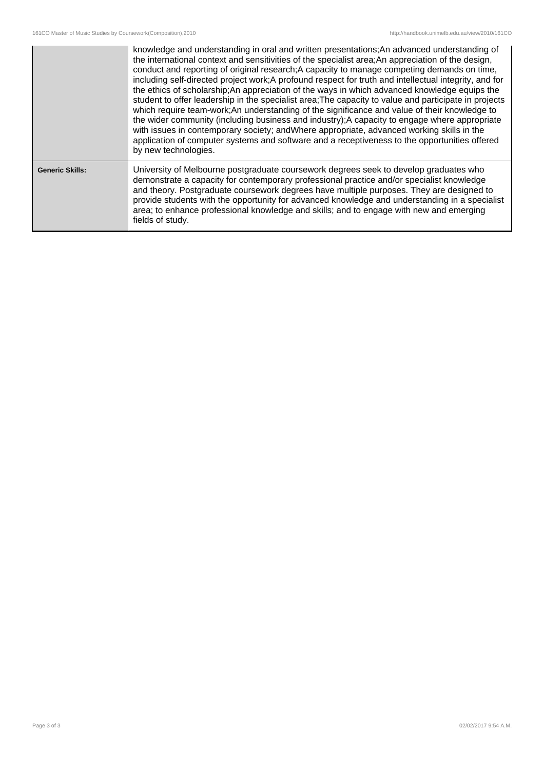| | |
|---|---|
| | knowledge and understanding in oral and written presentations;An advanced understanding of the international context and sensitivities of the specialist area;An appreciation of the design, conduct and reporting of original research;A capacity to manage competing demands on time, including self-directed project work;A profound respect for truth and intellectual integrity, and for the ethics of scholarship;An appreciation of the ways in which advanced knowledge equips the student to offer leadership in the specialist area;The capacity to value and participate in projects which require team-work;An understanding of the significance and value of their knowledge to the wider community (including business and industry);A capacity to engage where appropriate with issues in contemporary society; andWhere appropriate, advanced working skills in the application of computer systems and software and a receptiveness to the opportunities offered by new technologies. |
| **Generic Skills:** | University of Melbourne postgraduate coursework degrees seek to develop graduates who demonstrate a capacity for contemporary professional practice and/or specialist knowledge and theory. Postgraduate coursework degrees have multiple purposes. They are designed to provide students with the opportunity for advanced knowledge and understanding in a specialist area; to enhance professional knowledge and skills; and to engage with new and emerging fields of study. |